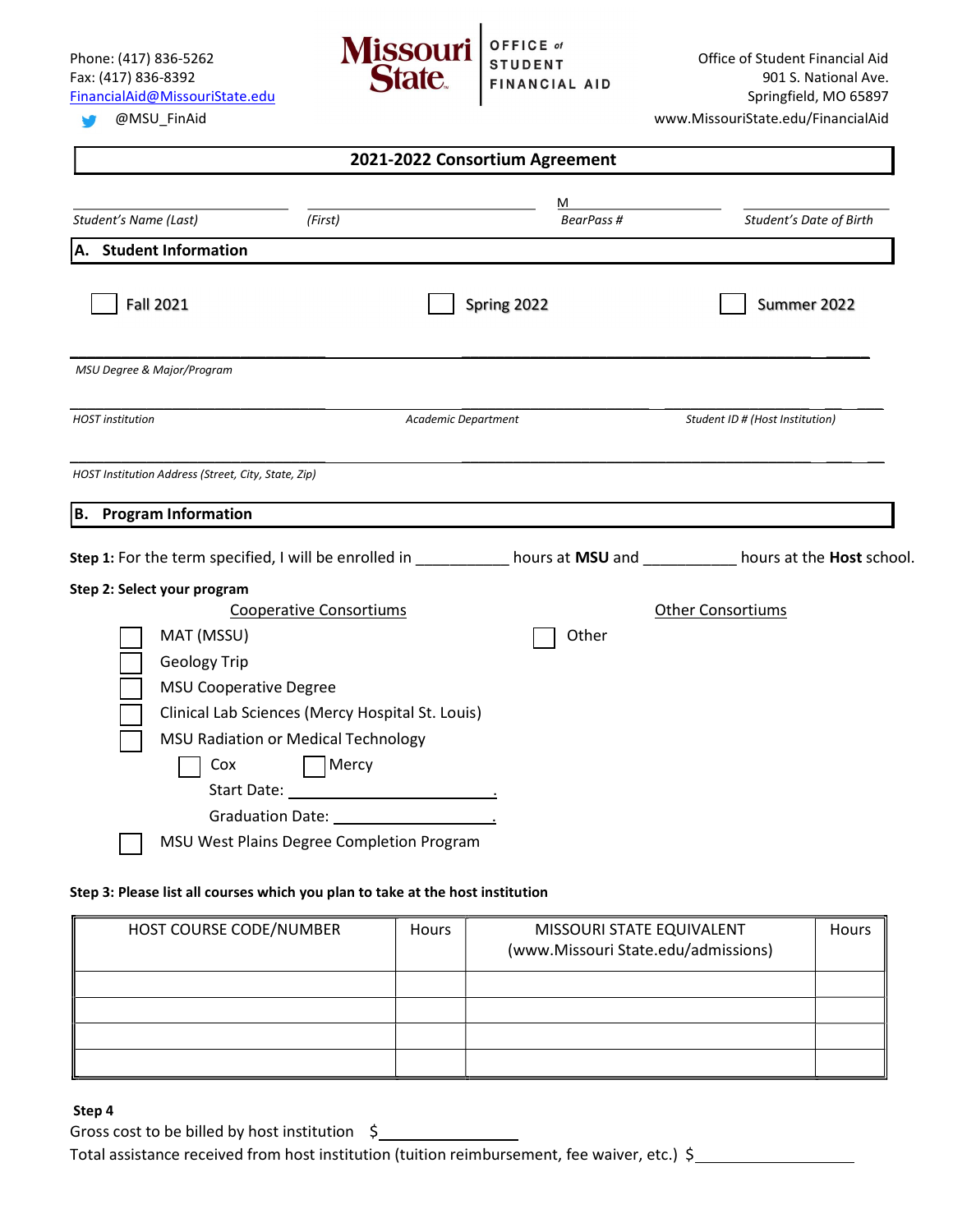Phone: (417) 836-5262
Fax: (417) 836-8392
FinancialAid@MissouriState.edu
@MSU_FinAid

Missouri State — OFFICE of STUDENT FINANCIAL AID

Office of Student Financial Aid
901 S. National Ave.
Springfield, MO 65897
www.MissouriState.edu/FinancialAid

# 2021-2022 Consortium Agreement

_______________ _______________ M_______________ _______________
*Student's Name (Last)* *(First)* *BearPass #* *Student's Date of Birth*

## A. Student Information

☐ Fall 2021 ☐ Spring 2022 ☐ Summer 2022

_______________________________________________
*MSU Degree & Major/Program*

_______________ _______________ _______________
*HOST institution* *Academic Department* *Student ID # (Host Institution)*

_______________________________________________
*HOST Institution Address (Street, City, State, Zip)*

## B. Program Information

**Step 1:** For the term specified, I will be enrolled in __________ hours at **MSU** and __________ hours at the **Host** school.

**Step 2: Select your program**

Cooperative Consortiums

- ☐ MAT (MSSU)
- ☐ Geology Trip
- ☐ MSU Cooperative Degree
- ☐ Clinical Lab Sciences (Mercy Hospital St. Louis)
- ☐ MSU Radiation or Medical Technology
  - ☐ Cox ☐ Mercy
  - Start Date: ____________________.
  - Graduation Date: ____________________.
- ☐ MSU West Plains Degree Completion Program

Other Consortiums

- ☐ Other

**Step 3: Please list all courses which you plan to take at the host institution**

| HOST COURSE CODE/NUMBER | Hours | MISSOURI STATE EQUIVALENT (www.Missouri State.edu/admissions) | Hours |
|---|---|---|---|
| | | | |
| | | | |
| | | | |
| | | | |

**Step 4**

Gross cost to be billed by host institution $____________________

Total assistance received from host institution (tuition reimbursement, fee waiver, etc.) $____________________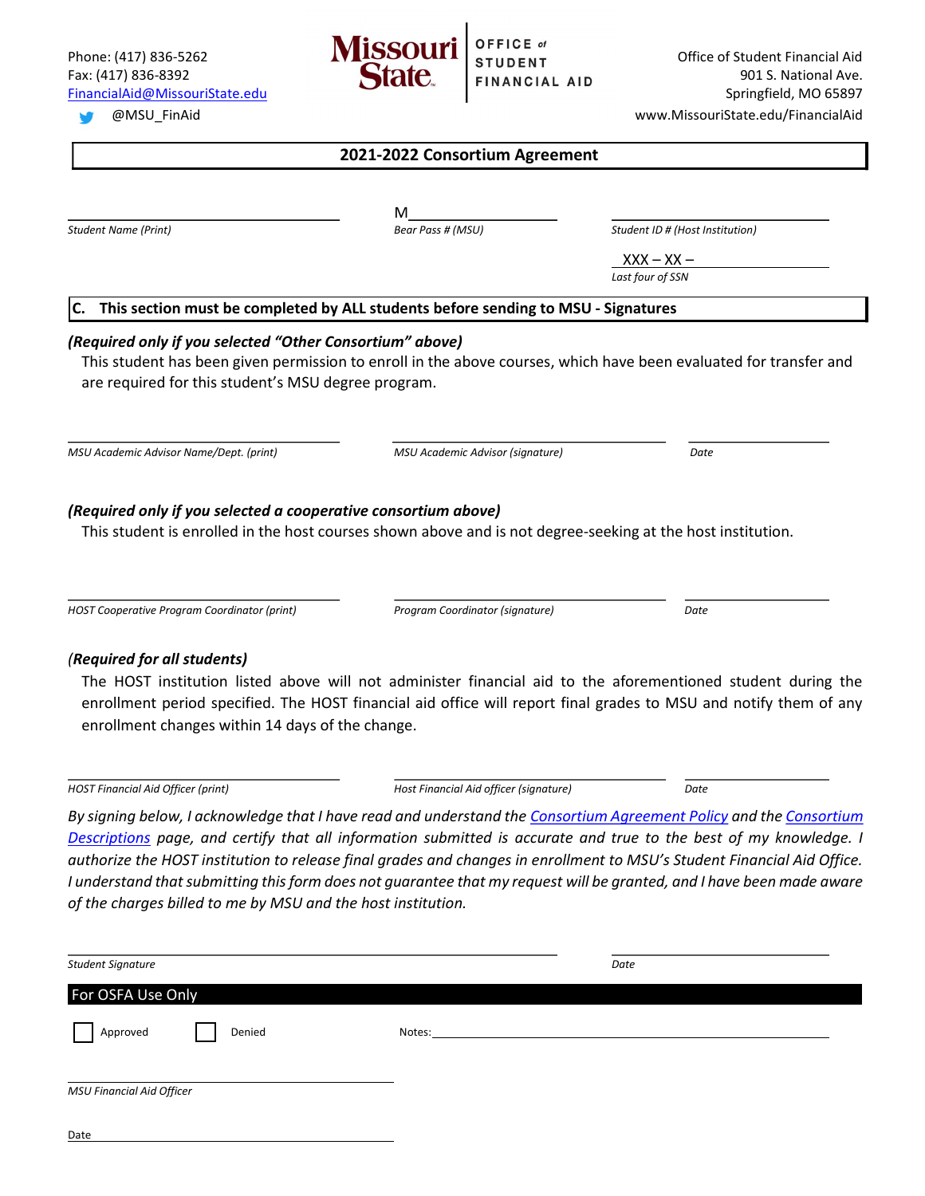Phone: (417) 836-5262
Fax: (417) 836-8392
FinancialAid@MissouriState.edu
@MSU_FinAid

Missouri State | OFFICE of STUDENT FINANCIAL AID

Office of Student Financial Aid
901 S. National Ave.
Springfield, MO 65897
www.MissouriState.edu/FinancialAid

## 2021-2022 Consortium Agreement

| | | |
|---|---|---|
| ______________________ | M______________________ | ______________________ |
| *Student Name (Print)* | *Bear Pass # (MSU)* | *Student ID # (Host Institution)* |
| | | XXX – XX – ____________ |
| | | *Last four of SSN* |

## C. This section must be completed by ALL students before sending to MSU - Signatures

***(Required only if you selected "Other Consortium" above)***

This student has been given permission to enroll in the above courses, which have been evaluated for transfer and are required for this student's MSU degree program.

| | | |
|---|---|---|
| ______________________ | ______________________ | ______________ |
| *MSU Academic Advisor Name/Dept. (print)* | *MSU Academic Advisor (signature)* | *Date* |

***(Required only if you selected a cooperative consortium above)***

This student is enrolled in the host courses shown above and is not degree-seeking at the host institution.

| | | |
|---|---|---|
| ______________________ | ______________________ | ______________ |
| *HOST Cooperative Program Coordinator (print)* | *Program Coordinator (signature)* | *Date* |

***(Required for all students)***

The HOST institution listed above will not administer financial aid to the aforementioned student during the enrollment period specified. The HOST financial aid office will report final grades to MSU and notify them of any enrollment changes within 14 days of the change.

| | | |
|---|---|---|
| ______________________ | ______________________ | ______________ |
| *HOST Financial Aid Officer (print)* | *Host Financial Aid officer (signature)* | *Date* |

*By signing below, I acknowledge that I have read and understand the Consortium Agreement Policy and the Consortium Descriptions page, and certify that all information submitted is accurate and true to the best of my knowledge. I authorize the HOST institution to release final grades and changes in enrollment to MSU's Student Financial Aid Office. I understand that submitting this form does not guarantee that my request will be granted, and I have been made aware of the charges billed to me by MSU and the host institution.*

| | |
|---|---|
| ______________________________________ | ______________ |
| *Student Signature* | *Date* |

### For OSFA Use Only

☐ Approved ☐ Denied Notes: ______________________________

______________________________
*MSU Financial Aid Officer*

Date ______________________________